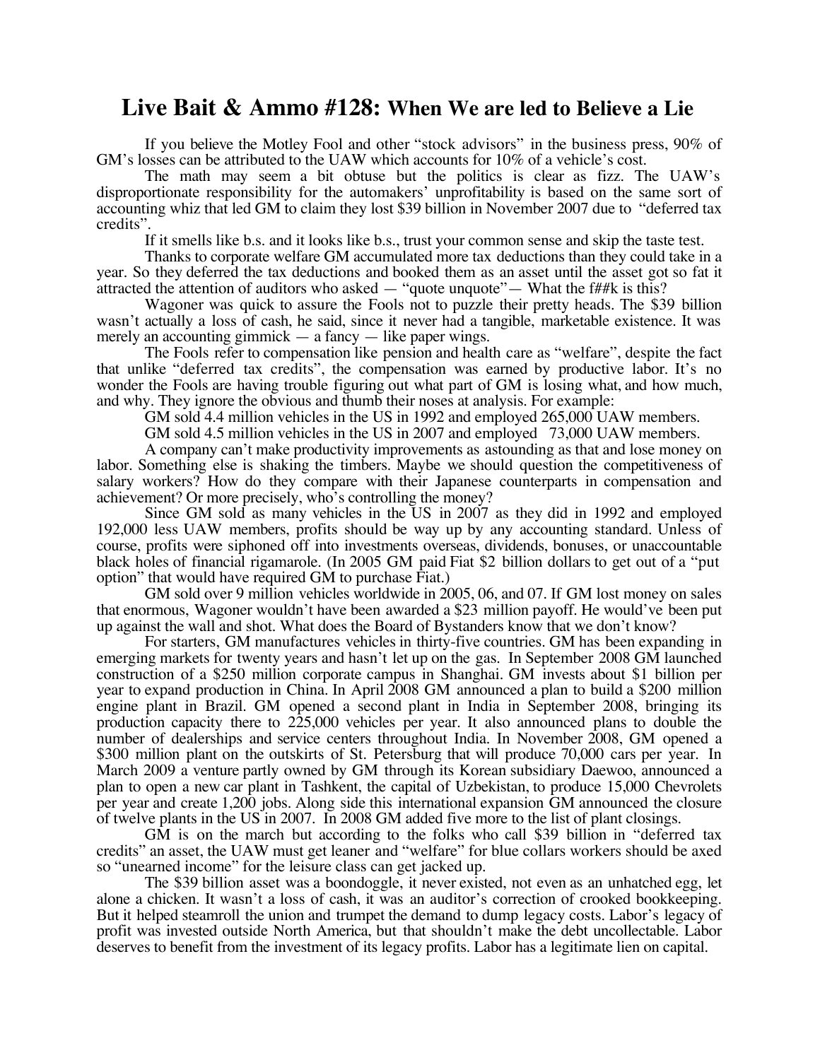# **Live Bait & Ammo #128:** When We are led to Believe a Lie

If you believe the Motley Fool and other "stock advisors" in the business press, 90% of GM's losses can be attributed to the UAW which accounts for 10% of a vehicle's cost.

The math may seem a bit obtuse but the politics is clear as fizz. The UAW's disproportionate responsibility for the automakers' unprofitability is based on the same sort of accounting whiz that led GM to claim they lost $39 billion in November 2007 due to "deferred tax credits".

If it smells like b.s. and it looks like b.s., trust your common sense and skip the taste test.

Thanks to corporate welfare GM accumulated more tax deductions than they could take in a year. So they deferred the tax deductions and booked them as an asset until the asset got so fat it attracted the attention of auditors who asked — "quote unquote"— What the f##k is this?

Wagoner was quick to assure the Fools not to puzzle their pretty heads. The $39 billion wasn't actually a loss of cash, he said, since it never had a tangible, marketable existence. It was merely an accounting gimmick — a fancy — like paper wings.

The Fools refer to compensation like pension and health care as "welfare", despite the fact that unlike "deferred tax credits", the compensation was earned by productive labor. It's no wonder the Fools are having trouble figuring out what part of GM is losing what, and how much, and why. They ignore the obvious and thumb their noses at analysis. For example:

GM sold 4.4 million vehicles in the US in 1992 and employed 265,000 UAW members.

GM sold 4.5 million vehicles in the US in 2007 and employed 73,000 UAW members.

A company can't make productivity improvements as astounding as that and lose money on labor. Something else is shaking the timbers. Maybe we should question the competitiveness of salary workers? How do they compare with their Japanese counterparts in compensation and achievement? Or more precisely, who's controlling the money?

Since GM sold as many vehicles in the US in 2007 as they did in 1992 and employed 192,000 less UAW members, profits should be way up by any accounting standard. Unless of course, profits were siphoned off into investments overseas, dividends, bonuses, or unaccountable black holes of financial rigamarole. (In 2005 GM paid Fiat $2 billion dollars to get out of a "put option" that would have required GM to purchase Fiat.)

GM sold over 9 million vehicles worldwide in 2005, 06, and 07. If GM lost money on sales that enormous, Wagoner wouldn't have been awarded a $23 million payoff. He would've been put up against the wall and shot. What does the Board of Bystanders know that we don't know?

For starters, GM manufactures vehicles in thirty-five countries. GM has been expanding in emerging markets for twenty years and hasn't let up on the gas. In September 2008 GM launched construction of a $250 million corporate campus in Shanghai. GM invests about $1 billion per year to expand production in China. In April 2008 GM announced a plan to build a $200 million engine plant in Brazil. GM opened a second plant in India in September 2008, bringing its production capacity there to 225,000 vehicles per year. It also announced plans to double the number of dealerships and service centers throughout India. In November 2008, GM opened a $300 million plant on the outskirts of St. Petersburg that will produce 70,000 cars per year. In March 2009 a venture partly owned by GM through its Korean subsidiary Daewoo, announced a plan to open a new car plant in Tashkent, the capital of Uzbekistan, to produce 15,000 Chevrolets per year and create 1,200 jobs. Along side this international expansion GM announced the closure of twelve plants in the US in 2007. In 2008 GM added five more to the list of plant closings.

GM is on the march but according to the folks who call $39 billion in "deferred tax credits" an asset, the UAW must get leaner and "welfare" for blue collars workers should be axed so "unearned income" for the leisure class can get jacked up.

The $39 billion asset was a boondoggle, it never existed, not even as an unhatched egg, let alone a chicken. It wasn't a loss of cash, it was an auditor's correction of crooked bookkeeping. But it helped steamroll the union and trumpet the demand to dump legacy costs. Labor's legacy of profit was invested outside North America, but that shouldn't make the debt uncollectable. Labor deserves to benefit from the investment of its legacy profits. Labor has a legitimate lien on capital.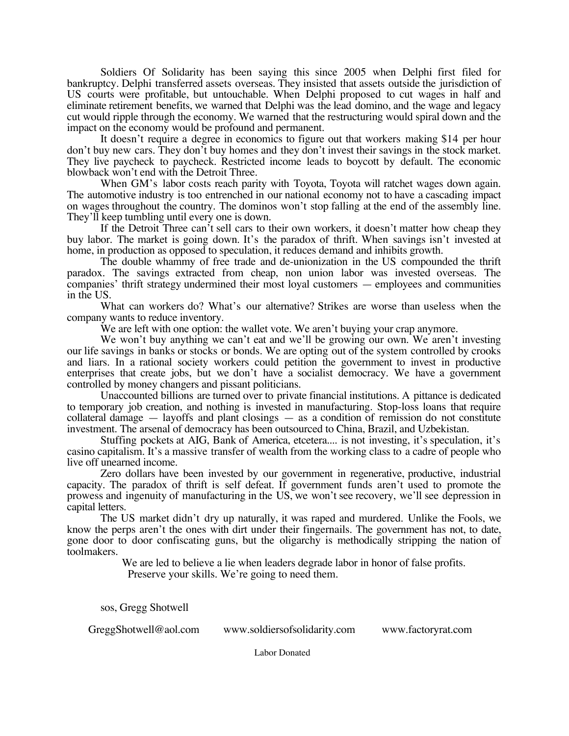Soldiers Of Solidarity has been saying this since 2005 when Delphi first filed for bankruptcy. Delphi transferred assets overseas. They insisted that assets outside the jurisdiction of US courts were profitable, but untouchable. When Delphi proposed to cut wages in half and eliminate retirement benefits, we warned that Delphi was the lead domino, and the wage and legacy cut would ripple through the economy. We warned that the restructuring would spiral down and the impact on the economy would be profound and permanent.

It doesn't require a degree in economics to figure out that workers making $14 per hour don't buy new cars. They don't buy homes and they don't invest their savings in the stock market. They live paycheck to paycheck. Restricted income leads to boycott by default. The economic blowback won't end with the Detroit Three.

When GM's labor costs reach parity with Toyota, Toyota will ratchet wages down again. The automotive industry is too entrenched in our national economy not to have a cascading impact on wages throughout the country. The dominos won't stop falling at the end of the assembly line. They'll keep tumbling until every one is down.

If the Detroit Three can't sell cars to their own workers, it doesn't matter how cheap they buy labor. The market is going down. It's the paradox of thrift. When savings isn't invested at home, in production as opposed to speculation, it reduces demand and inhibits growth.

The double whammy of free trade and de-unionization in the US compounded the thrift paradox. The savings extracted from cheap, non union labor was invested overseas. The companies' thrift strategy undermined their most loyal customers — employees and communities in the US.

What can workers do? What's our alternative? Strikes are worse than useless when the company wants to reduce inventory.

We are left with one option: the wallet vote. We aren't buying your crap anymore.

We won't buy anything we can't eat and we'll be growing our own. We aren't investing our life savings in banks or stocks or bonds. We are opting out of the system controlled by crooks and liars. In a rational society workers could petition the government to invest in productive enterprises that create jobs, but we don't have a socialist democracy. We have a government controlled by money changers and pissant politicians.

Unaccounted billions are turned over to private financial institutions. A pittance is dedicated to temporary job creation, and nothing is invested in manufacturing. Stop-loss loans that require collateral damage — layoffs and plant closings — as a condition of remission do not constitute investment. The arsenal of democracy has been outsourced to China, Brazil, and Uzbekistan.

Stuffing pockets at AIG, Bank of America, etcetera.... is not investing, it's speculation, it's casino capitalism. It's a massive transfer of wealth from the working class to a cadre of people who live off unearned income.

Zero dollars have been invested by our government in regenerative, productive, industrial capacity. The paradox of thrift is self defeat. If government funds aren't used to promote the prowess and ingenuity of manufacturing in the US, we won't see recovery, we'll see depression in capital letters.

The US market didn't dry up naturally, it was raped and murdered. Unlike the Fools, we know the perps aren't the ones with dirt under their fingernails. The government has not, to date, gone door to door confiscating guns, but the oligarchy is methodically stripping the nation of toolmakers.

We are led to believe a lie when leaders degrade labor in honor of false profits.
Preserve your skills. We're going to need them.

sos, Gregg Shotwell

GreggShotwell@aol.com www.soldiersofsolidarity.com www.factoryrat.com

Labor Donated